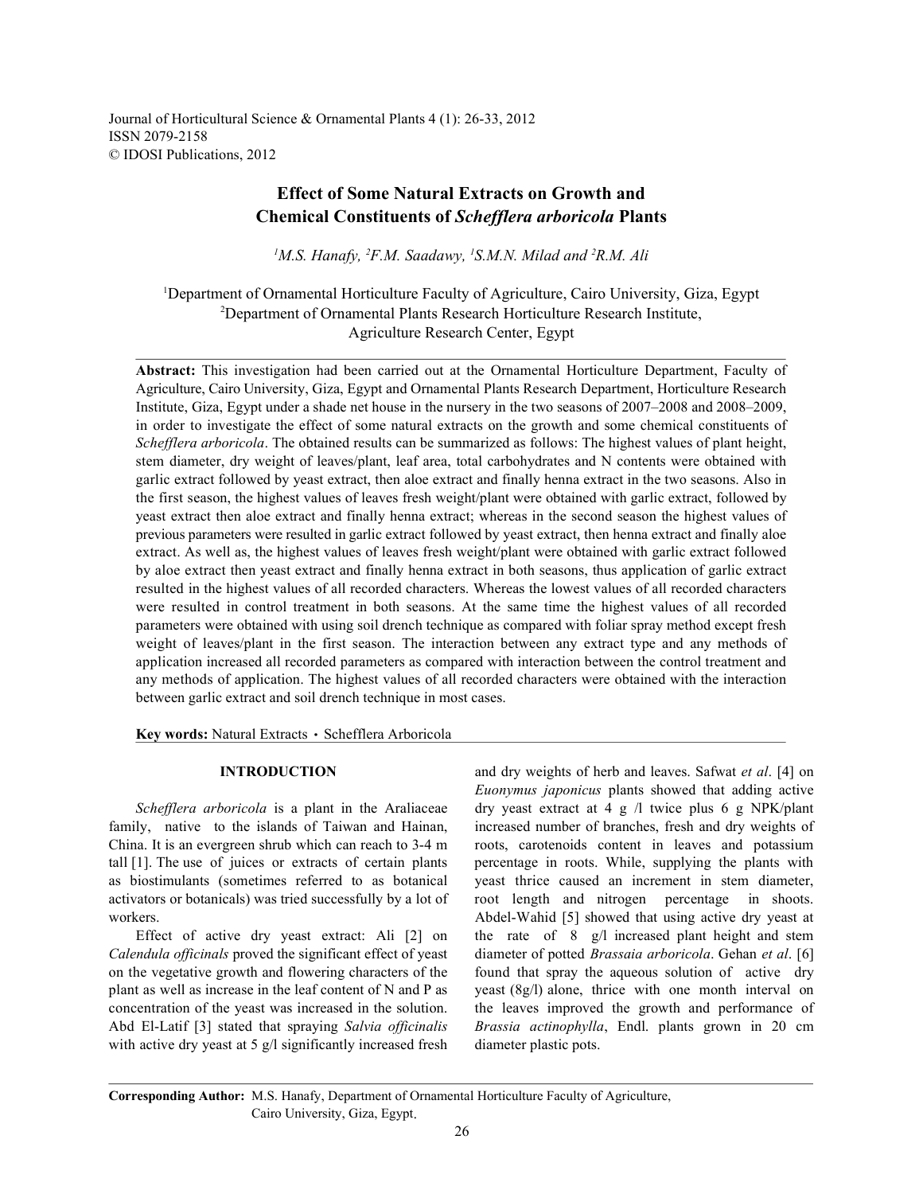Journal of Horticultural Science & Ornamental Plants 4 (1): 26-33, 2012
ISSN 2079-2158
© IDOSI Publications, 2012

# Effect of Some Natural Extracts on Growth and Chemical Constituents of *Schefflera arboricola* Plants

[1]M.S. Hanafy, [2]F.M. Saadawy, [1]S.M.N. Milad and [2]R.M. Ali

[1]Department of Ornamental Horticulture Faculty of Agriculture, Cairo University, Giza, Egypt
[2]Department of Ornamental Plants Research Horticulture Research Institute, Agriculture Research Center, Egypt

**Abstract:** This investigation had been carried out at the Ornamental Horticulture Department, Faculty of Agriculture, Cairo University, Giza, Egypt and Ornamental Plants Research Department, Horticulture Research Institute, Giza, Egypt under a shade net house in the nursery in the two seasons of 2007–2008 and 2008–2009, in order to investigate the effect of some natural extracts on the growth and some chemical constituents of *Schefflera arboricola*. The obtained results can be summarized as follows: The highest values of plant height, stem diameter, dry weight of leaves/plant, leaf area, total carbohydrates and N contents were obtained with garlic extract followed by yeast extract, then aloe extract and finally henna extract in the two seasons. Also in the first season, the highest values of leaves fresh weight/plant were obtained with garlic extract, followed by yeast extract then aloe extract and finally henna extract; whereas in the second season the highest values of previous parameters were resulted in garlic extract followed by yeast extract, then henna extract and finally aloe extract. As well as, the highest values of leaves fresh weight/plant were obtained with garlic extract followed by aloe extract then yeast extract and finally henna extract in both seasons, thus application of garlic extract resulted in the highest values of all recorded characters. Whereas the lowest values of all recorded characters were resulted in control treatment in both seasons. At the same time the highest values of all recorded parameters were obtained with using soil drench technique as compared with foliar spray method except fresh weight of leaves/plant in the first season. The interaction between any extract type and any methods of application increased all recorded parameters as compared with interaction between the control treatment and any methods of application. The highest values of all recorded characters were obtained with the interaction between garlic extract and soil drench technique in most cases.

**Key words:** Natural Extracts · Schefflera Arboricola

## INTRODUCTION

*Schefflera arboricola* is a plant in the Araliaceae family, native to the islands of Taiwan and Hainan, China. It is an evergreen shrub which can reach to 3-4 m tall [1]. The use of juices or extracts of certain plants as biostimulants (sometimes referred to as botanical activators or botanicals) was tried successfully by a lot of workers.

Effect of active dry yeast extract: Ali [2] on *Calendula officinals* proved the significant effect of yeast on the vegetative growth and flowering characters of the plant as well as increase in the leaf content of N and P as concentration of the yeast was increased in the solution. Abd El-Latif [3] stated that spraying *Salvia officinalis* with active dry yeast at 5 g/l significantly increased fresh and dry weights of herb and leaves. Safwat *et al*. [4] on *Euonymus japonicus* plants showed that adding active dry yeast extract at 4 g /l twice plus 6 g NPK/plant increased number of branches, fresh and dry weights of roots, carotenoids content in leaves and potassium percentage in roots. While, supplying the plants with yeast thrice caused an increment in stem diameter, root length and nitrogen percentage in shoots. Abdel-Wahid [5] showed that using active dry yeast at the rate of 8 g/l increased plant height and stem diameter of potted *Brassaia arboricola*. Gehan *et al*. [6] found that spray the aqueous solution of active dry yeast (8g/l) alone, thrice with one month interval on the leaves improved the growth and performance of *Brassia actinophylla*, Endl. plants grown in 20 cm diameter plastic pots.

**Corresponding Author:** M.S. Hanafy, Department of Ornamental Horticulture Faculty of Agriculture, Cairo University, Giza, Egypt.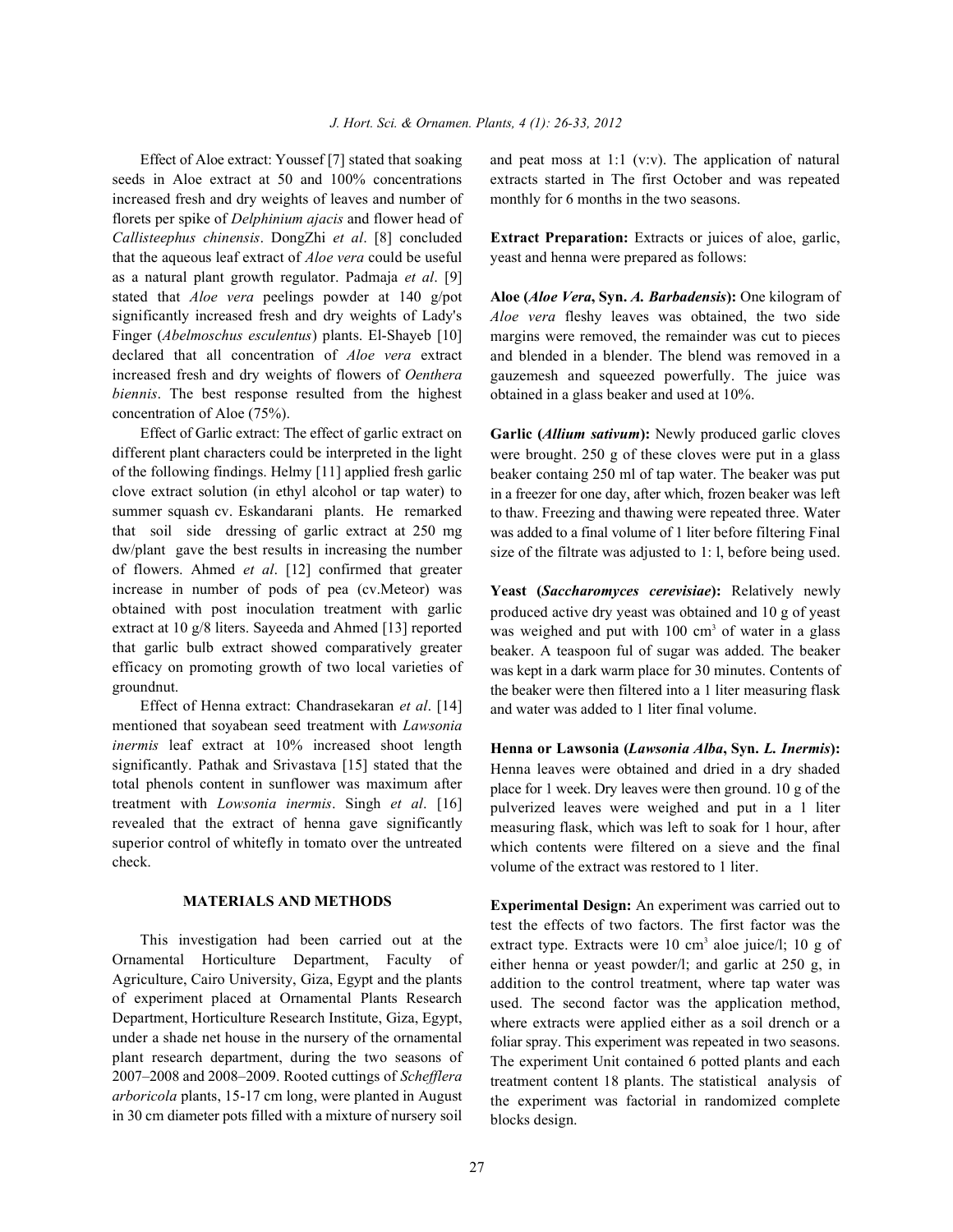Effect of Aloe extract: Youssef [7] stated that soaking seeds in Aloe extract at 50 and 100% concentrations increased fresh and dry weights of leaves and number of florets per spike of *Delphinium ajacis* and flower head of *Callisteephus chinensis*. DongZhi *et al*. [8] concluded that the aqueous leaf extract of *Aloe vera* could be useful as a natural plant growth regulator. Padmaja *et al*. [9] stated that *Aloe vera* peelings powder at 140 g/pot significantly increased fresh and dry weights of Lady's Finger (*Abelmoschus esculentus*) plants. El-Shayeb [10] declared that all concentration of *Aloe vera* extract increased fresh and dry weights of flowers of *Oenthera biennis*. The best response resulted from the highest concentration of Aloe (75%).

Effect of Garlic extract: The effect of garlic extract on different plant characters could be interpreted in the light of the following findings. Helmy [11] applied fresh garlic clove extract solution (in ethyl alcohol or tap water) to summer squash cv. Eskandarani plants. He remarked that soil side dressing of garlic extract at 250 mg dw/plant gave the best results in increasing the number of flowers. Ahmed *et al*. [12] confirmed that greater increase in number of pods of pea (cv.Meteor) was obtained with post inoculation treatment with garlic extract at 10 g/8 liters. Sayeeda and Ahmed [13] reported that garlic bulb extract showed comparatively greater efficacy on promoting growth of two local varieties of groundnut.

Effect of Henna extract: Chandrasekaran *et al*. [14] mentioned that soyabean seed treatment with *Lawsonia inermis* leaf extract at 10% increased shoot length significantly. Pathak and Srivastava [15] stated that the total phenols content in sunflower was maximum after treatment with *Lowsonia inermis*. Singh *et al*. [16] revealed that the extract of henna gave significantly superior control of whitefly in tomato over the untreated check.

## MATERIALS AND METHODS

This investigation had been carried out at the Ornamental Horticulture Department, Faculty of Agriculture, Cairo University, Giza, Egypt and the plants of experiment placed at Ornamental Plants Research Department, Horticulture Research Institute, Giza, Egypt, under a shade net house in the nursery of the ornamental plant research department, during the two seasons of 2007–2008 and 2008–2009. Rooted cuttings of *Schefflera arboricola* plants, 15-17 cm long, were planted in August in 30 cm diameter pots filled with a mixture of nursery soil and peat moss at 1:1 (v:v). The application of natural extracts started in The first October and was repeated monthly for 6 months in the two seasons.

**Extract Preparation:** Extracts or juices of aloe, garlic, yeast and henna were prepared as follows:

**Aloe (*Aloe Vera*, Syn. *A. Barbadensis*):** One kilogram of *Aloe vera* fleshy leaves was obtained, the two side margins were removed, the remainder was cut to pieces and blended in a blender. The blend was removed in a gauzemesh and squeezed powerfully. The juice was obtained in a glass beaker and used at 10%.

**Garlic (*Allium sativum*):** Newly produced garlic cloves were brought. 250 g of these cloves were put in a glass beaker containg 250 ml of tap water. The beaker was put in a freezer for one day, after which, frozen beaker was left to thaw. Freezing and thawing were repeated three. Water was added to a final volume of 1 liter before filtering Final size of the filtrate was adjusted to 1: l, before being used.

**Yeast (*Saccharomyces cerevisiae*):** Relatively newly produced active dry yeast was obtained and 10 g of yeast was weighed and put with 100 $cm^3$ of water in a glass beaker. A teaspoon ful of sugar was added. The beaker was kept in a dark warm place for 30 minutes. Contents of the beaker were then filtered into a 1 liter measuring flask and water was added to 1 liter final volume.

**Henna or Lawsonia (*Lawsonia Alba*, Syn. *L. Inermis*):** Henna leaves were obtained and dried in a dry shaded place for 1 week. Dry leaves were then ground. 10 g of the pulverized leaves were weighed and put in a 1 liter measuring flask, which was left to soak for 1 hour, after which contents were filtered on a sieve and the final volume of the extract was restored to 1 liter.

**Experimental Design:** An experiment was carried out to test the effects of two factors. The first factor was the extract type. Extracts were 10 $cm^3$ aloe juice/l; 10 g of either henna or yeast powder/l; and garlic at 250 g, in addition to the control treatment, where tap water was used. The second factor was the application method, where extracts were applied either as a soil drench or a foliar spray. This experiment was repeated in two seasons. The experiment Unit contained 6 potted plants and each treatment content 18 plants. The statistical analysis of the experiment was factorial in randomized complete blocks design.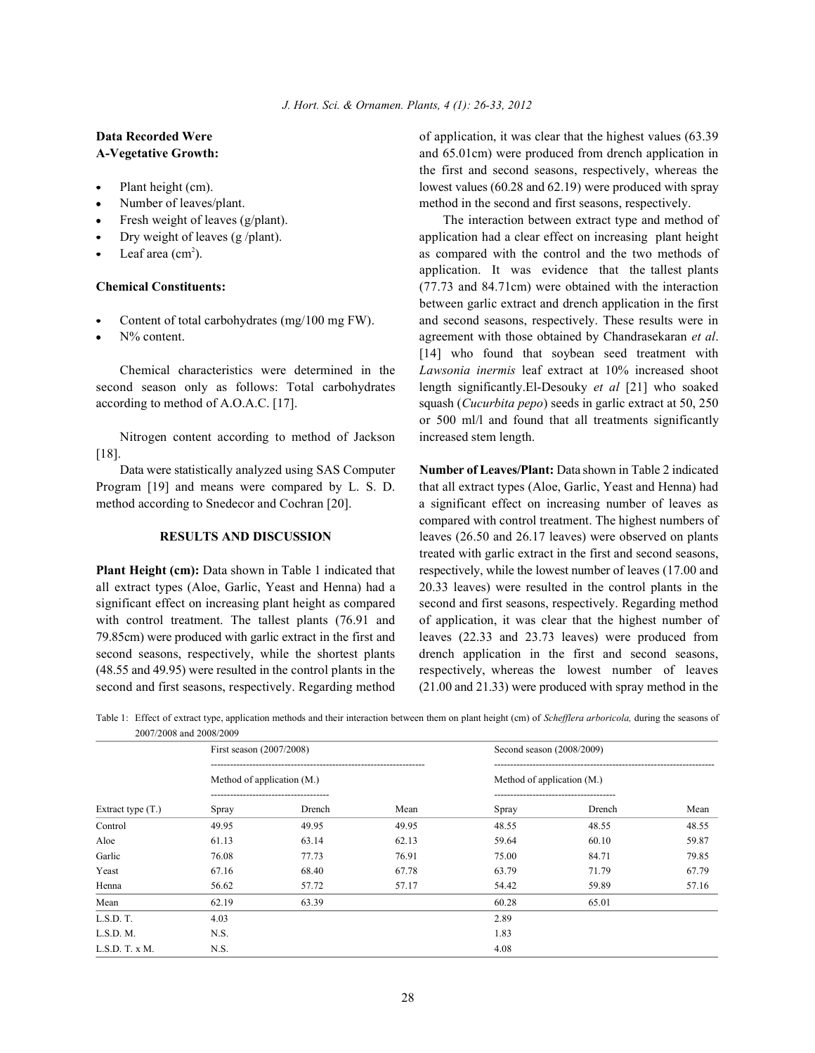**Data Recorded Were**

**A-Vegetative Growth:**

- Plant height (cm).
- Number of leaves/plant.
- Fresh weight of leaves (g/plant).
- Dry weight of leaves (g /plant).
- Leaf area (cm$^2$).

**Chemical Constituents:**

- Content of total carbohydrates (mg/100 mg FW).
- N% content.

Chemical characteristics were determined in the second season only as follows: Total carbohydrates according to method of A.O.A.C. [17].

Nitrogen content according to method of Jackson [18].

Data were statistically analyzed using SAS Computer Program [19] and means were compared by L. S. D. method according to Snedecor and Cochran [20].

## RESULTS AND DISCUSSION

**Plant Height (cm):** Data shown in Table 1 indicated that all extract types (Aloe, Garlic, Yeast and Henna) had a significant effect on increasing plant height as compared with control treatment. The tallest plants (76.91 and 79.85cm) were produced with garlic extract in the first and second seasons, respectively, while the shortest plants (48.55 and 49.95) were resulted in the control plants in the second and first seasons, respectively. Regarding method of application, it was clear that the highest values (63.39 and 65.01cm) were produced from drench application in the first and second seasons, respectively, whereas the lowest values (60.28 and 62.19) were produced with spray method in the second and first seasons, respectively.

The interaction between extract type and method of application had a clear effect on increasing plant height as compared with the control and the two methods of application. It was evidence that the tallest plants (77.73 and 84.71cm) were obtained with the interaction between garlic extract and drench application in the first and second seasons, respectively. These results were in agreement with those obtained by Chandrasekaran *et al*. [14] who found that soybean seed treatment with *Lawsonia inermis* leaf extract at 10% increased shoot length significantly.El-Desouky *et al* [21] who soaked squash (*Cucurbita pepo*) seeds in garlic extract at 50, 250 or 500 ml/l and found that all treatments significantly increased stem length.

**Number of Leaves/Plant:** Data shown in Table 2 indicated that all extract types (Aloe, Garlic, Yeast and Henna) had a significant effect on increasing number of leaves as compared with control treatment. The highest numbers of leaves (26.50 and 26.17 leaves) were observed on plants treated with garlic extract in the first and second seasons, respectively, while the lowest number of leaves (17.00 and 20.33 leaves) were resulted in the control plants in the second and first seasons, respectively. Regarding method of application, it was clear that the highest number of leaves (22.33 and 23.73 leaves) were produced from drench application in the first and second seasons, respectively, whereas the lowest number of leaves (21.00 and 21.33) were produced with spray method in the

Table 1: Effect of extract type, application methods and their interaction between them on plant height (cm) of *Schefflera arboricola,* during the seasons of 2007/2008 and 2008/2009

| | First season (2007/2008) | | | Second season (2008/2009) | | |
|---|---|---|---|---|---|---|
| | Method of application (M.) | | | Method of application (M.) | | |
| Extract type (T.) | Spray | Drench | Mean | Spray | Drench | Mean |
| Control | 49.95 | 49.95 | 49.95 | 48.55 | 48.55 | 48.55 |
| Aloe | 61.13 | 63.14 | 62.13 | 59.64 | 60.10 | 59.87 |
| Garlic | 76.08 | 77.73 | 76.91 | 75.00 | 84.71 | 79.85 |
| Yeast | 67.16 | 68.40 | 67.78 | 63.79 | 71.79 | 67.79 |
| Henna | 56.62 | 57.72 | 57.17 | 54.42 | 59.89 | 57.16 |
| Mean | 62.19 | 63.39 | | 60.28 | 65.01 | |
| L.S.D. T. | 4.03 | | | 2.89 | | |
| L.S.D. M. | N.S. | | | 1.83 | | |
| L.S.D. T. x M. | N.S. | | | 4.08 | | |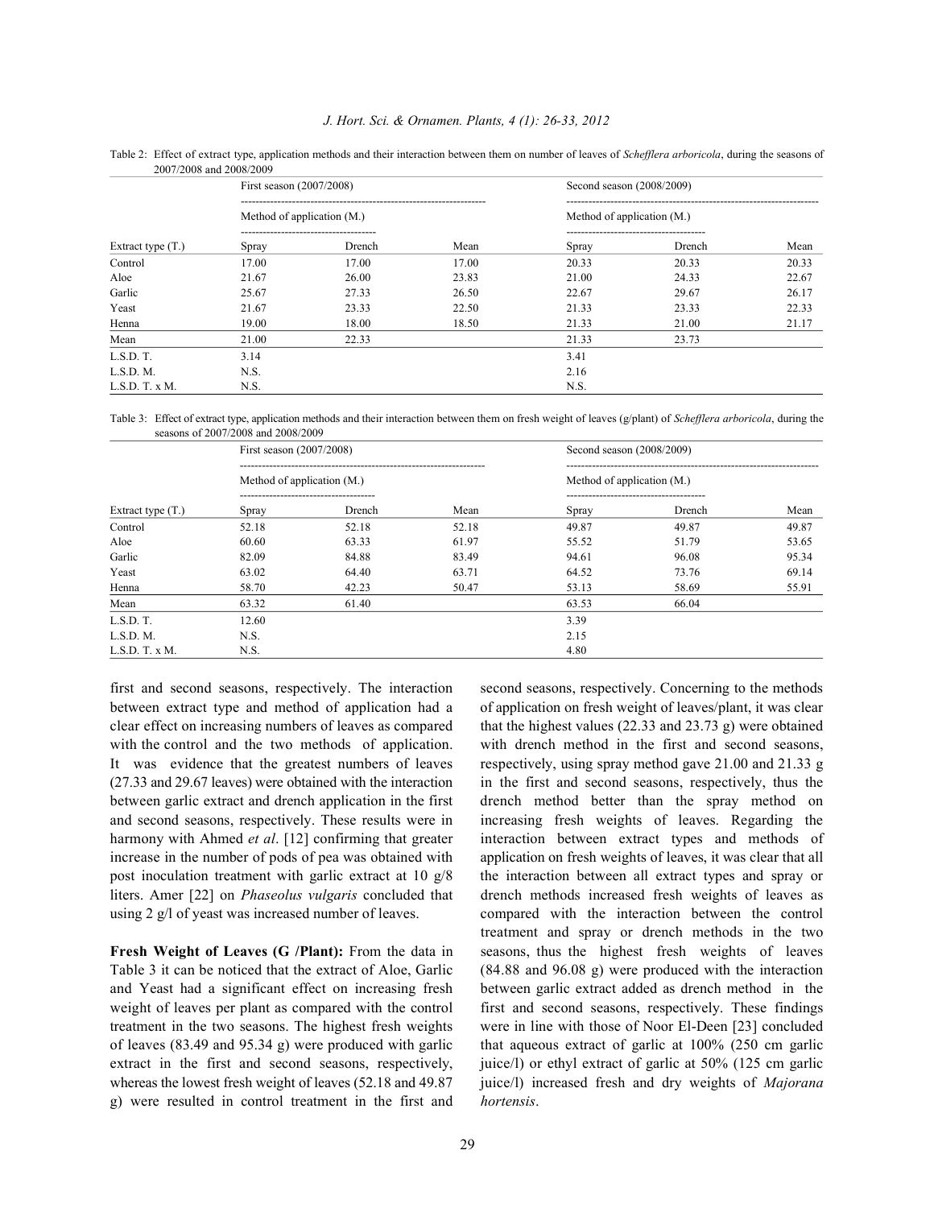Table 2: Effect of extract type, application methods and their interaction between them on number of leaves of *Schefflera arboricola*, during the seasons of 2007/2008 and 2008/2009

| | First season (2007/2008) | | | Second season (2008/2009) | | |
|---|---|---|---|---|---|---|
| | Method of application (M.) | | | Method of application (M.) | | |
| Extract type (T.) | Spray | Drench | Mean | Spray | Drench | Mean |
| Control | 17.00 | 17.00 | 17.00 | 20.33 | 20.33 | 20.33 |
| Aloe | 21.67 | 26.00 | 23.83 | 21.00 | 24.33 | 22.67 |
| Garlic | 25.67 | 27.33 | 26.50 | 22.67 | 29.67 | 26.17 |
| Yeast | 21.67 | 23.33 | 22.50 | 21.33 | 23.33 | 22.33 |
| Henna | 19.00 | 18.00 | 18.50 | 21.33 | 21.00 | 21.17 |
| Mean | 21.00 | 22.33 | | 21.33 | 23.73 | |
| L.S.D. T. | 3.14 | | | 3.41 | | |
| L.S.D. M. | N.S. | | | 2.16 | | |
| L.S.D. T. x M. | N.S. | | | N.S. | | |

Table 3: Effect of extract type, application methods and their interaction between them on fresh weight of leaves (g/plant) of *Schefflera arboricola*, during the seasons of 2007/2008 and 2008/2009

| | First season (2007/2008) | | | Second season (2008/2009) | | |
|---|---|---|---|---|---|---|
| | Method of application (M.) | | | Method of application (M.) | | |
| Extract type (T.) | Spray | Drench | Mean | Spray | Drench | Mean |
| Control | 52.18 | 52.18 | 52.18 | 49.87 | 49.87 | 49.87 |
| Aloe | 60.60 | 63.33 | 61.97 | 55.52 | 51.79 | 53.65 |
| Garlic | 82.09 | 84.88 | 83.49 | 94.61 | 96.08 | 95.34 |
| Yeast | 63.02 | 64.40 | 63.71 | 64.52 | 73.76 | 69.14 |
| Henna | 58.70 | 42.23 | 50.47 | 53.13 | 58.69 | 55.91 |
| Mean | 63.32 | 61.40 | | 63.53 | 66.04 | |
| L.S.D. T. | 12.60 | | | 3.39 | | |
| L.S.D. M. | N.S. | | | 2.15 | | |
| L.S.D. T. x M. | N.S. | | | 4.80 | | |

first and second seasons, respectively. The interaction between extract type and method of application had a clear effect on increasing numbers of leaves as compared with the control and the two methods of application. It was evidence that the greatest numbers of leaves (27.33 and 29.67 leaves) were obtained with the interaction between garlic extract and drench application in the first and second seasons, respectively. These results were in harmony with Ahmed *et al*. [12] confirming that greater increase in the number of pods of pea was obtained with post inoculation treatment with garlic extract at 10 g/8 liters. Amer [22] on *Phaseolus vulgaris* concluded that using 2 g/l of yeast was increased number of leaves.

**Fresh Weight of Leaves (G /Plant):** From the data in Table 3 it can be noticed that the extract of Aloe, Garlic and Yeast had a significant effect on increasing fresh weight of leaves per plant as compared with the control treatment in the two seasons. The highest fresh weights of leaves (83.49 and 95.34 g) were produced with garlic extract in the first and second seasons, respectively, whereas the lowest fresh weight of leaves (52.18 and 49.87 g) were resulted in control treatment in the first and second seasons, respectively. Concerning to the methods of application on fresh weight of leaves/plant, it was clear that the highest values (22.33 and 23.73 g) were obtained with drench method in the first and second seasons, respectively, using spray method gave 21.00 and 21.33 g in the first and second seasons, respectively, thus the drench method better than the spray method on increasing fresh weights of leaves. Regarding the interaction between extract types and methods of application on fresh weights of leaves, it was clear that all the interaction between all extract types and spray or drench methods increased fresh weights of leaves as compared with the interaction between the control treatment and spray or drench methods in the two seasons, thus the highest fresh weights of leaves (84.88 and 96.08 g) were produced with the interaction between garlic extract added as drench method in the first and second seasons, respectively. These findings were in line with those of Noor El-Deen [23] concluded that aqueous extract of garlic at 100% (250 cm garlic juice/l) or ethyl extract of garlic at 50% (125 cm garlic juice/l) increased fresh and dry weights of *Majorana hortensis*.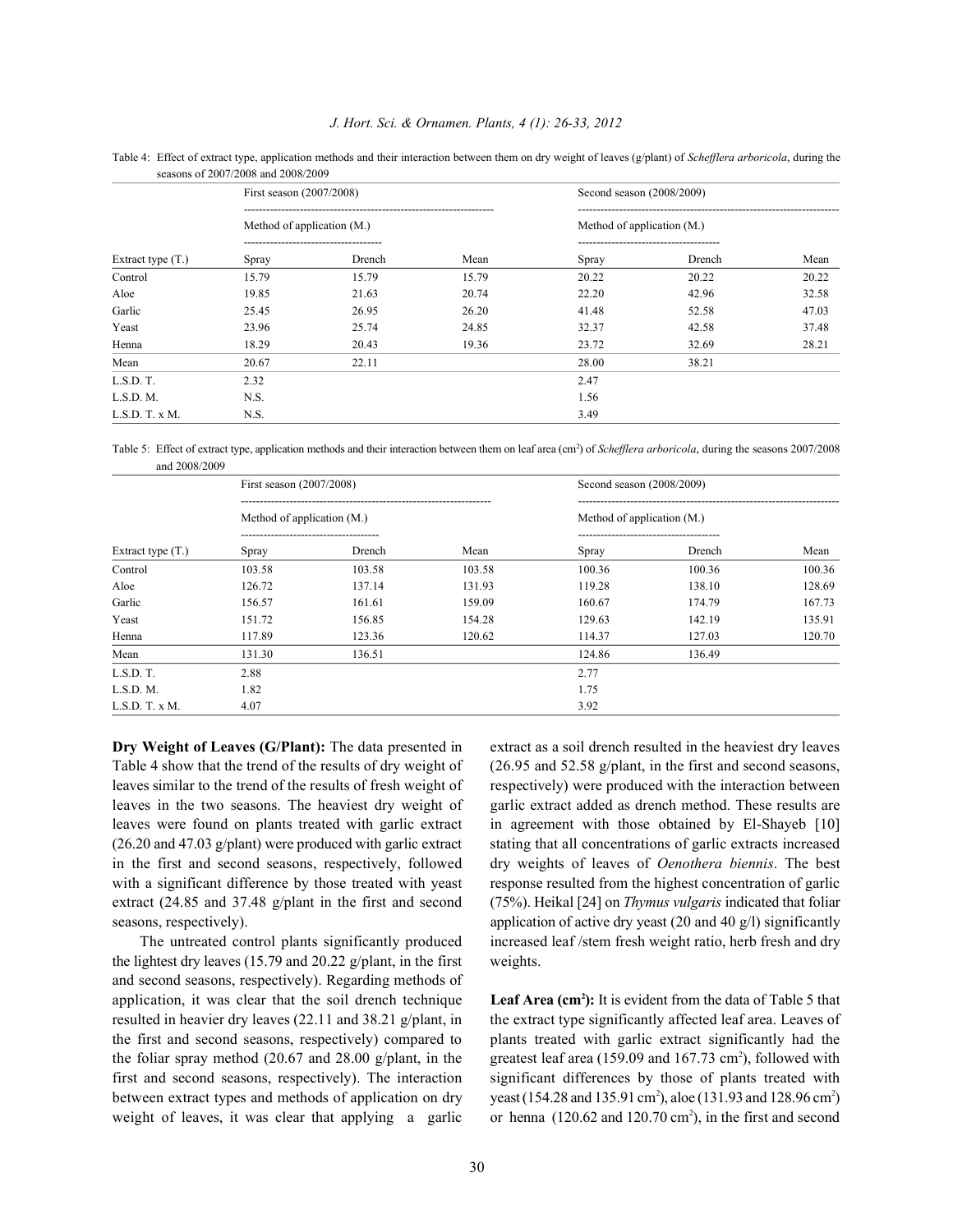Table 4: Effect of extract type, application methods and their interaction between them on dry weight of leaves (g/plant) of *Schefflera arboricola*, during the seasons of 2007/2008 and 2008/2009

| | First season (2007/2008) | | | Second season (2008/2009) | | |
|---|---|---|---|---|---|---|
| | Method of application (M.) | | | Method of application (M.) | | |
| Extract type (T.) | Spray | Drench | Mean | Spray | Drench | Mean |
| Control | 15.79 | 15.79 | 15.79 | 20.22 | 20.22 | 20.22 |
| Aloe | 19.85 | 21.63 | 20.74 | 22.20 | 42.96 | 32.58 |
| Garlic | 25.45 | 26.95 | 26.20 | 41.48 | 52.58 | 47.03 |
| Yeast | 23.96 | 25.74 | 24.85 | 32.37 | 42.58 | 37.48 |
| Henna | 18.29 | 20.43 | 19.36 | 23.72 | 32.69 | 28.21 |
| Mean | 20.67 | 22.11 | | 28.00 | 38.21 | |
| L.S.D. T. | 2.32 | | | 2.47 | | |
| L.S.D. M. | N.S. | | | 1.56 | | |
| L.S.D. T. x M. | N.S. | | | 3.49 | | |

Table 5: Effect of extract type, application methods and their interaction between them on leaf area (cm$^2$) of *Schefflera arboricola*, during the seasons 2007/2008 and 2008/2009

| | First season (2007/2008) | | | Second season (2008/2009) | | |
|---|---|---|---|---|---|---|
| | Method of application (M.) | | | Method of application (M.) | | |
| Extract type (T.) | Spray | Drench | Mean | Spray | Drench | Mean |
| Control | 103.58 | 103.58 | 103.58 | 100.36 | 100.36 | 100.36 |
| Aloe | 126.72 | 137.14 | 131.93 | 119.28 | 138.10 | 128.69 |
| Garlic | 156.57 | 161.61 | 159.09 | 160.67 | 174.79 | 167.73 |
| Yeast | 151.72 | 156.85 | 154.28 | 129.63 | 142.19 | 135.91 |
| Henna | 117.89 | 123.36 | 120.62 | 114.37 | 127.03 | 120.70 |
| Mean | 131.30 | 136.51 | | 124.86 | 136.49 | |
| L.S.D. T. | 2.88 | | | 2.77 | | |
| L.S.D. M. | 1.82 | | | 1.75 | | |
| L.S.D. T. x M. | 4.07 | | | 3.92 | | |

**Dry Weight of Leaves (G/Plant):** The data presented in Table 4 show that the trend of the results of dry weight of leaves similar to the trend of the results of fresh weight of leaves in the two seasons. The heaviest dry weight of leaves were found on plants treated with garlic extract (26.20 and 47.03 g/plant) were produced with garlic extract in the first and second seasons, respectively, followed with a significant difference by those treated with yeast extract (24.85 and 37.48 g/plant in the first and second seasons, respectively).

The untreated control plants significantly produced the lightest dry leaves (15.79 and 20.22 g/plant, in the first and second seasons, respectively). Regarding methods of application, it was clear that the soil drench technique resulted in heavier dry leaves (22.11 and 38.21 g/plant, in the first and second seasons, respectively) compared to the foliar spray method (20.67 and 28.00 g/plant, in the first and second seasons, respectively). The interaction between extract types and methods of application on dry weight of leaves, it was clear that applying a garlic extract as a soil drench resulted in the heaviest dry leaves (26.95 and 52.58 g/plant, in the first and second seasons, respectively) were produced with the interaction between garlic extract added as drench method. These results are in agreement with those obtained by El-Shayeb [10] stating that all concentrations of garlic extracts increased dry weights of leaves of *Oenothera biennis*. The best response resulted from the highest concentration of garlic (75%). Heikal [24] on *Thymus vulgaris* indicated that foliar application of active dry yeast (20 and 40 g/l) significantly increased leaf /stem fresh weight ratio, herb fresh and dry weights.

**Leaf Area (cm$^2$):** It is evident from the data of Table 5 that the extract type significantly affected leaf area. Leaves of plants treated with garlic extract significantly had the greatest leaf area (159.09 and 167.73 cm$^2$), followed with significant differences by those of plants treated with yeast (154.28 and 135.91 cm$^2$), aloe (131.93 and 128.96 cm$^2$) or henna (120.62 and 120.70 cm$^2$), in the first and second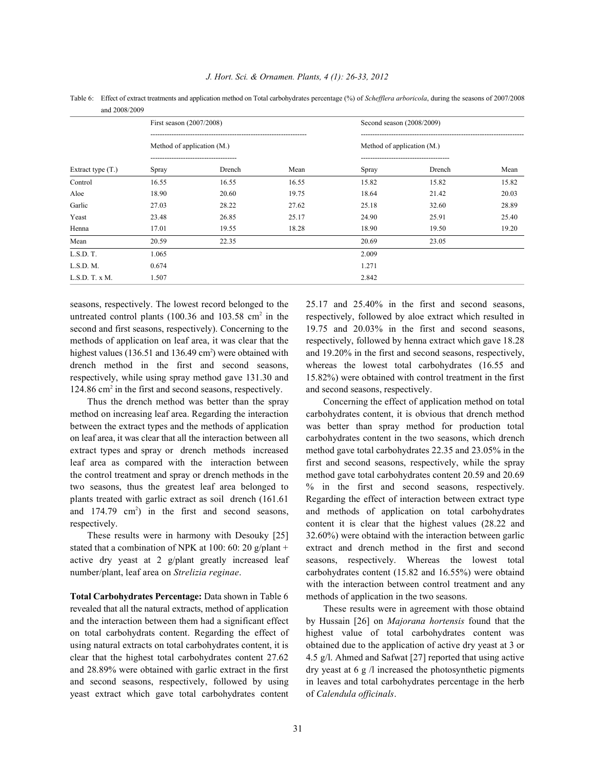Table 6: Effect of extract treatments and application method on Total carbohydrates percentage (%) of *Schefflera arboricola*, during the seasons of 2007/2008 and 2008/2009

| | First season (2007/2008) | | | Second season (2008/2009) | | |
|---|---|---|---|---|---|---|
| | Method of application (M.) | | | Method of application (M.) | | |
| Extract type (T.) | Spray | Drench | Mean | Spray | Drench | Mean |
| Control | 16.55 | 16.55 | 16.55 | 15.82 | 15.82 | 15.82 |
| Aloe | 18.90 | 20.60 | 19.75 | 18.64 | 21.42 | 20.03 |
| Garlic | 27.03 | 28.22 | 27.62 | 25.18 | 32.60 | 28.89 |
| Yeast | 23.48 | 26.85 | 25.17 | 24.90 | 25.91 | 25.40 |
| Henna | 17.01 | 19.55 | 18.28 | 18.90 | 19.50 | 19.20 |
| Mean | 20.59 | 22.35 | | 20.69 | 23.05 | |
| L.S.D. T. | 1.065 | | | 2.009 | | |
| L.S.D. M. | 0.674 | | | 1.271 | | |
| L.S.D. T. x M. | 1.507 | | | 2.842 | | |

seasons, respectively. The lowest record belonged to the untreated control plants (100.36 and 103.58 $cm^2$ in the second and first seasons, respectively). Concerning to the methods of application on leaf area, it was clear that the highest values (136.51 and 136.49 $cm^2$) were obtained with drench method in the first and second seasons, respectively, while using spray method gave 131.30 and 124.86 $cm^2$ in the first and second seasons, respectively.

Thus the drench method was better than the spray method on increasing leaf area. Regarding the interaction between the extract types and the methods of application on leaf area, it was clear that all the interaction between all extract types and spray or drench methods increased leaf area as compared with the interaction between the control treatment and spray or drench methods in the two seasons, thus the greatest leaf area belonged to plants treated with garlic extract as soil drench (161.61 and 174.79 $cm^2$) in the first and second seasons, respectively.

These results were in harmony with Desouky [25] stated that a combination of NPK at 100: 60: 20 g/plant + active dry yeast at 2 g/plant greatly increased leaf number/plant, leaf area on *Strelizia reginae*.

**Total Carbohydrates Percentage:** Data shown in Table 6 revealed that all the natural extracts, method of application and the interaction between them had a significant effect on total carbohydrats content. Regarding the effect of using natural extracts on total carbohydrates content, it is clear that the highest total carbohydrates content 27.62 and 28.89% were obtained with garlic extract in the first and second seasons, respectively, followed by using yeast extract which gave total carbohydrates content 25.17 and 25.40% in the first and second seasons, respectively, followed by aloe extract which resulted in 19.75 and 20.03% in the first and second seasons, respectively, followed by henna extract which gave 18.28 and 19.20% in the first and second seasons, respectively, whereas the lowest total carbohydrates (16.55 and 15.82%) were obtained with control treatment in the first and second seasons, respectively.

Concerning the effect of application method on total carbohydrates content, it is obvious that drench method was better than spray method for production total carbohydrates content in the two seasons, which drench method gave total carbohydrates 22.35 and 23.05% in the first and second seasons, respectively, while the spray method gave total carbohydrates content 20.59 and 20.69 % in the first and second seasons, respectively. Regarding the effect of interaction between extract type and methods of application on total carbohydrates content it is clear that the highest values (28.22 and 32.60%) were obtaind with the interaction between garlic extract and drench method in the first and second seasons, respectively. Whereas the lowest total carbohydrates content (15.82 and 16.55%) were obtaind with the interaction between control treatment and any methods of application in the two seasons.

These results were in agreement with those obtaind by Hussain [26] on *Majorana hortensis* found that the highest value of total carbohydrates content was obtained due to the application of active dry yeast at 3 or 4.5 g/l. Ahmed and Safwat [27] reported that using active dry yeast at 6 g /l increased the photosynthetic pigments in leaves and total carbohydrates percentage in the herb of *Calendula officinals*.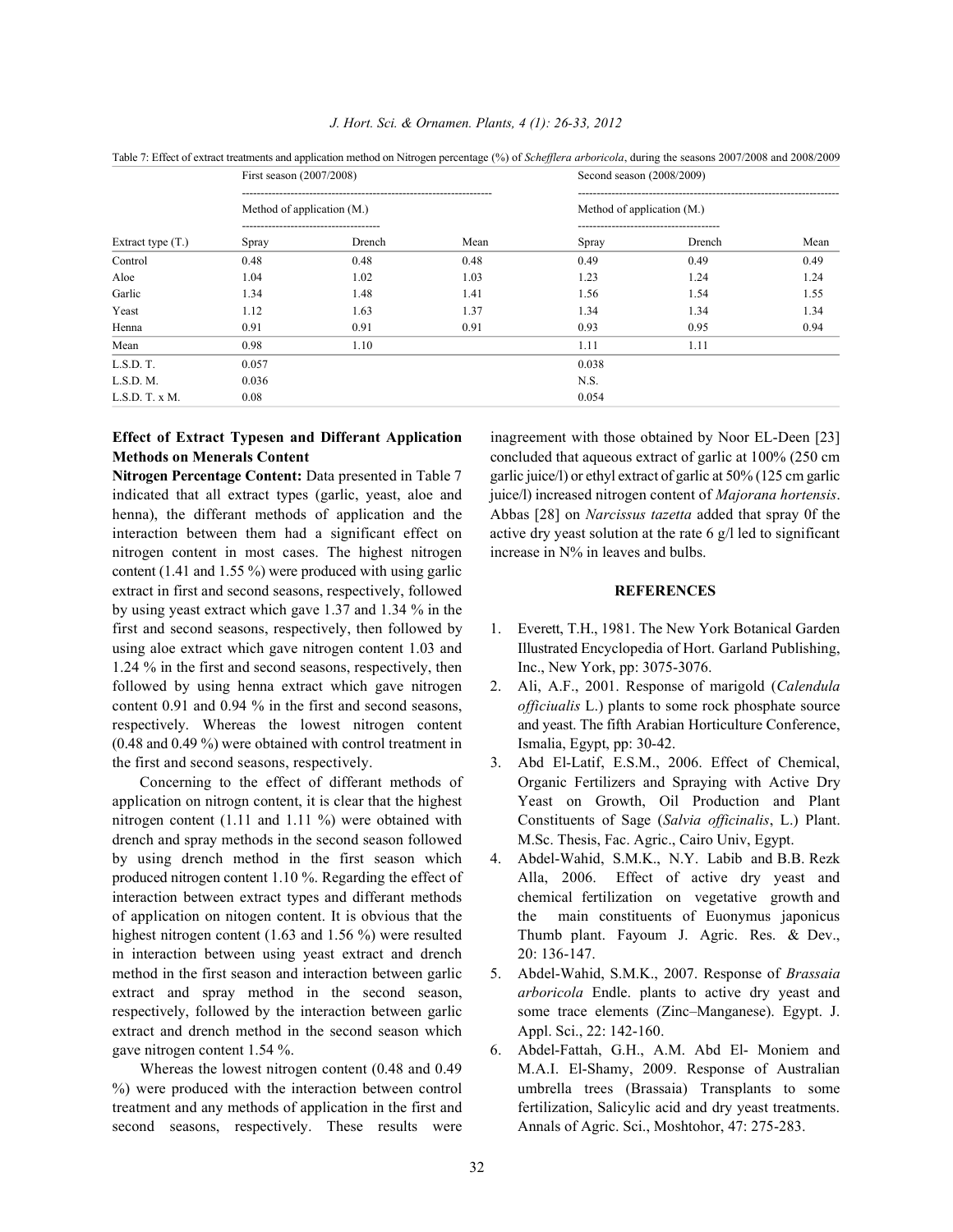Table 7: Effect of extract treatments and application method on Nitrogen percentage (%) of *Schefflera arboricola*, during the seasons 2007/2008 and 2008/2009

| | First season (2007/2008) | | | Second season (2008/2009) | | |
|---|---|---|---|---|---|---|
| | Method of application (M.) | | | Method of application (M.) | | |
| Extract type (T.) | Spray | Drench | Mean | Spray | Drench | Mean |
| Control | 0.48 | 0.48 | 0.48 | 0.49 | 0.49 | 0.49 |
| Aloe | 1.04 | 1.02 | 1.03 | 1.23 | 1.24 | 1.24 |
| Garlic | 1.34 | 1.48 | 1.41 | 1.56 | 1.54 | 1.55 |
| Yeast | 1.12 | 1.63 | 1.37 | 1.34 | 1.34 | 1.34 |
| Henna | 0.91 | 0.91 | 0.91 | 0.93 | 0.95 | 0.94 |
| Mean | 0.98 | 1.10 | | 1.11 | 1.11 | |
| L.S.D. T. | 0.057 | | | 0.038 | | |
| L.S.D. M. | 0.036 | | | N.S. | | |
| L.S.D. T. x M. | 0.08 | | | 0.054 | | |

**Effect of Extract Typesen and Differant Application Methods on Menerals Content**

**Nitrogen Percentage Content:** Data presented in Table 7 indicated that all extract types (garlic, yeast, aloe and henna), the differant methods of application and the interaction between them had a significant effect on nitrogen content in most cases. The highest nitrogen content (1.41 and 1.55 %) were produced with using garlic extract in first and second seasons, respectively, followed by using yeast extract which gave 1.37 and 1.34 % in the first and second seasons, respectively, then followed by using aloe extract which gave nitrogen content 1.03 and 1.24 % in the first and second seasons, respectively, then followed by using henna extract which gave nitrogen content 0.91 and 0.94 % in the first and second seasons, respectively. Whereas the lowest nitrogen content (0.48 and 0.49 %) were obtained with control treatment in the first and second seasons, respectively.

Concerning to the effect of differant methods of application on nitrogn content, it is clear that the highest nitrogen content (1.11 and 1.11 %) were obtained with drench and spray methods in the second season followed by using drench method in the first season which produced nitrogen content 1.10 %. Regarding the effect of interaction between extract types and differant methods of application on nitogen content. It is obvious that the highest nitrogen content (1.63 and 1.56 %) were resulted in interaction between using yeast extract and drench method in the first season and interaction between garlic extract and spray method in the second season, respectively, followed by the interaction between garlic extract and drench method in the second season which gave nitrogen content 1.54 %.

Whereas the lowest nitrogen content (0.48 and 0.49 %) were produced with the interaction between control treatment and any methods of application in the first and second seasons, respectively. These results were inagreement with those obtained by Noor EL-Deen [23] concluded that aqueous extract of garlic at 100% (250 cm garlic juice/l) or ethyl extract of garlic at 50% (125 cm garlic juice/l) increased nitrogen content of *Majorana hortensis*. Abbas [28] on *Narcissus tazetta* added that spray 0f the active dry yeast solution at the rate 6 g/l led to significant increase in N% in leaves and bulbs.

## REFERENCES

1. Everett, T.H., 1981. The New York Botanical Garden Illustrated Encyclopedia of Hort. Garland Publishing, Inc., New York, pp: 3075-3076.
2. Ali, A.F., 2001. Response of marigold (*Calendula officiualis* L.) plants to some rock phosphate source and yeast. The fifth Arabian Horticulture Conference, Ismalia, Egypt, pp: 30-42.
3. Abd El-Latif, E.S.M., 2006. Effect of Chemical, Organic Fertilizers and Spraying with Active Dry Yeast on Growth, Oil Production and Plant Constituents of Sage (*Salvia officinalis*, L.) Plant. M.Sc. Thesis, Fac. Agric., Cairo Univ, Egypt.
4. Abdel-Wahid, S.M.K., N.Y. Labib and B.B. Rezk Alla, 2006. Effect of active dry yeast and chemical fertilization on vegetative growth and the main constituents of Euonymus japonicus Thumb plant. Fayoum J. Agric. Res. & Dev., 20: 136-147.
5. Abdel-Wahid, S.M.K., 2007. Response of *Brassaia arboricola* Endle. plants to active dry yeast and some trace elements (Zinc–Manganese). Egypt. J. Appl. Sci., 22: 142-160.
6. Abdel-Fattah, G.H., A.M. Abd El- Moniem and M.A.I. El-Shamy, 2009. Response of Australian umbrella trees (Brassaia) Transplants to some fertilization, Salicylic acid and dry yeast treatments. Annals of Agric. Sci., Moshtohor, 47: 275-283.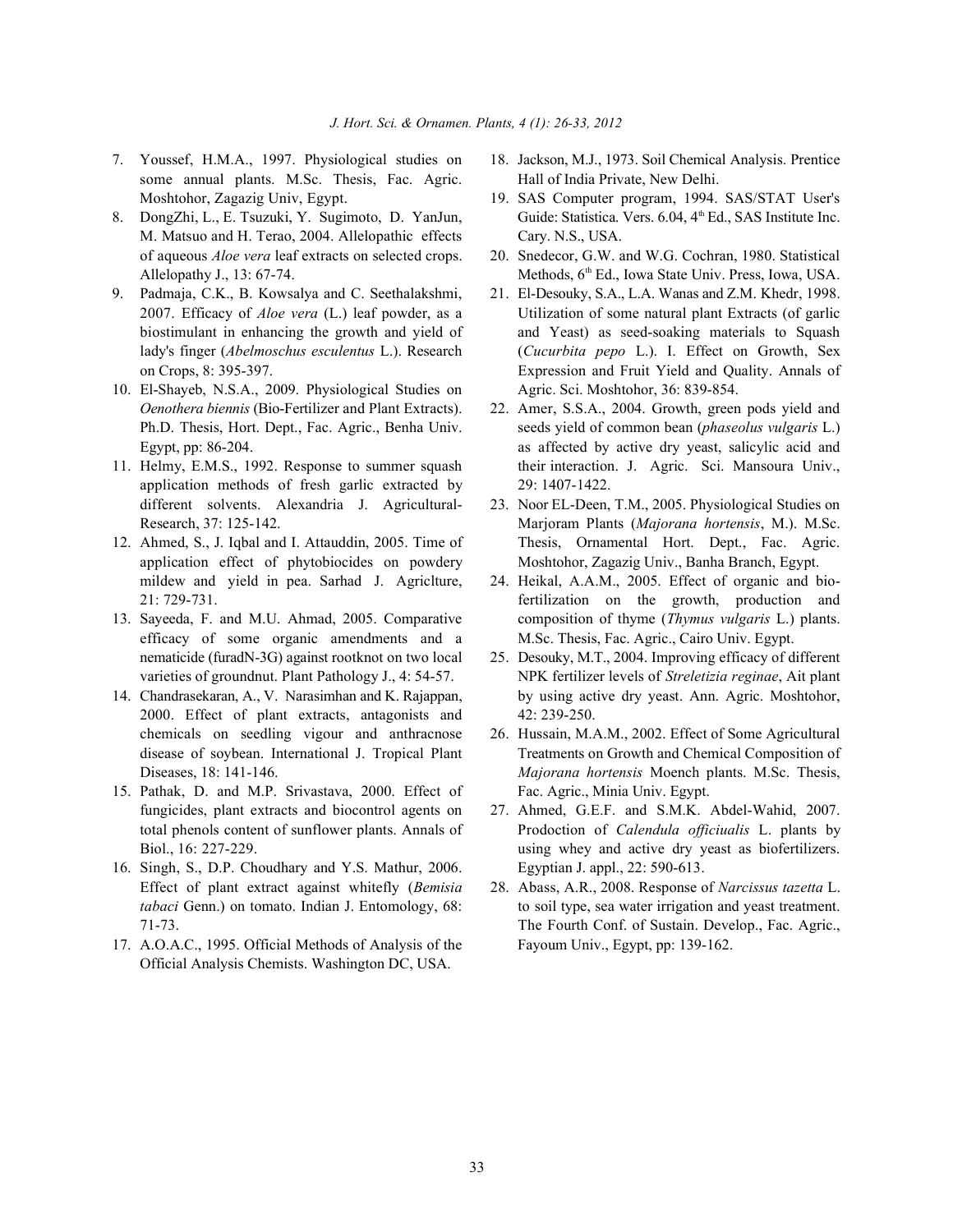7. Youssef, H.M.A., 1997. Physiological studies on some annual plants. M.Sc. Thesis, Fac. Agric. Moshtohor, Zagazig Univ, Egypt.
8. DongZhi, L., E. Tsuzuki, Y. Sugimoto, D. YanJun, M. Matsuo and H. Terao, 2004. Allelopathic effects of aqueous *Aloe vera* leaf extracts on selected crops. Allelopathy J., 13: 67-74.
9. Padmaja, C.K., B. Kowsalya and C. Seethalakshmi, 2007. Efficacy of *Aloe vera* (L.) leaf powder, as a biostimulant in enhancing the growth and yield of lady's finger (*Abelmoschus esculentus* L.). Research on Crops, 8: 395-397.
10. El-Shayeb, N.S.A., 2009. Physiological Studies on *Oenothera biennis* (Bio-Fertilizer and Plant Extracts). Ph.D. Thesis, Hort. Dept., Fac. Agric., Benha Univ. Egypt, pp: 86-204.
11. Helmy, E.M.S., 1992. Response to summer squash application methods of fresh garlic extracted by different solvents. Alexandria J. Agricultural-Research, 37: 125-142.
12. Ahmed, S., J. Iqbal and I. Attauddin, 2005. Time of application effect of phytobiocides on powdery mildew and yield in pea. Sarhad J. Agriclture, 21: 729-731.
13. Sayeeda, F. and M.U. Ahmad, 2005. Comparative efficacy of some organic amendments and a nematicide (furadN-3G) against rootknot on two local varieties of groundnut. Plant Pathology J., 4: 54-57.
14. Chandrasekaran, A., V. Narasimhan and K. Rajappan, 2000. Effect of plant extracts, antagonists and chemicals on seedling vigour and anthracnose disease of soybean. International J. Tropical Plant Diseases, 18: 141-146.
15. Pathak, D. and M.P. Srivastava, 2000. Effect of fungicides, plant extracts and biocontrol agents on total phenols content of sunflower plants. Annals of Biol., 16: 227-229.
16. Singh, S., D.P. Choudhary and Y.S. Mathur, 2006. Effect of plant extract against whitefly (*Bemisia tabaci* Genn.) on tomato. Indian J. Entomology, 68: 71-73.
17. A.O.A.C., 1995. Official Methods of Analysis of the Official Analysis Chemists. Washington DC, USA.
18. Jackson, M.J., 1973. Soil Chemical Analysis. Prentice Hall of India Private, New Delhi.
19. SAS Computer program, 1994. SAS/STAT User's Guide: Statistica. Vers. 6.04, 4th Ed., SAS Institute Inc. Cary. N.S., USA.
20. Snedecor, G.W. and W.G. Cochran, 1980. Statistical Methods, 6th Ed., Iowa State Univ. Press, Iowa, USA.
21. El-Desouky, S.A., L.A. Wanas and Z.M. Khedr, 1998. Utilization of some natural plant Extracts (of garlic and Yeast) as seed-soaking materials to Squash (*Cucurbita pepo* L.). I. Effect on Growth, Sex Expression and Fruit Yield and Quality. Annals of Agric. Sci. Moshtohor, 36: 839-854.
22. Amer, S.S.A., 2004. Growth, green pods yield and seeds yield of common bean (*phaseolus vulgaris* L.) as affected by active dry yeast, salicylic acid and their interaction. J. Agric. Sci. Mansoura Univ., 29: 1407-1422.
23. Noor EL-Deen, T.M., 2005. Physiological Studies on Marjoram Plants (*Majorana hortensis*, M.). M.Sc. Thesis, Ornamental Hort. Dept., Fac. Agric. Moshtohor, Zagazig Univ., Banha Branch, Egypt.
24. Heikal, A.A.M., 2005. Effect of organic and bio-fertilization on the growth, production and composition of thyme (*Thymus vulgaris* L.) plants. M.Sc. Thesis, Fac. Agric., Cairo Univ. Egypt.
25. Desouky, M.T., 2004. Improving efficacy of different NPK fertilizer levels of *Streletizia reginae*, Ait plant by using active dry yeast. Ann. Agric. Moshtohor, 42: 239-250.
26. Hussain, M.A.M., 2002. Effect of Some Agricultural Treatments on Growth and Chemical Composition of *Majorana hortensis* Moench plants. M.Sc. Thesis, Fac. Agric., Minia Univ. Egypt.
27. Ahmed, G.E.F. and S.M.K. Abdel-Wahid, 2007. Prodoction of *Calendula officiualis* L. plants by using whey and active dry yeast as biofertilizers. Egyptian J. appl., 22: 590-613.
28. Abass, A.R., 2008. Response of *Narcissus tazetta* L. to soil type, sea water irrigation and yeast treatment. The Fourth Conf. of Sustain. Develop., Fac. Agric., Fayoum Univ., Egypt, pp: 139-162.